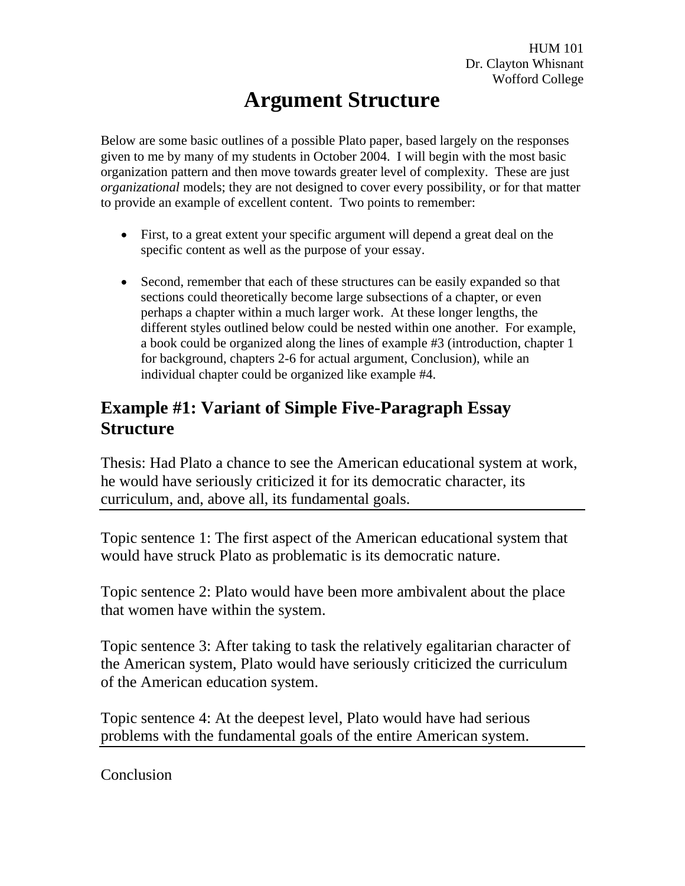HUM 101
Dr. Clayton Whisnant
Wofford College

# Argument Structure

Below are some basic outlines of a possible Plato paper, based largely on the responses given to me by many of my students in October 2004. I will begin with the most basic organization pattern and then move towards greater level of complexity. These are just *organizational* models; they are not designed to cover every possibility, or for that matter to provide an example of excellent content. Two points to remember:

- First, to a great extent your specific argument will depend a great deal on the specific content as well as the purpose of your essay.
- Second, remember that each of these structures can be easily expanded so that sections could theoretically become large subsections of a chapter, or even perhaps a chapter within a much larger work. At these longer lengths, the different styles outlined below could be nested within one another. For example, a book could be organized along the lines of example #3 (introduction, chapter 1 for background, chapters 2-6 for actual argument, Conclusion), while an individual chapter could be organized like example #4.

## Example #1: Variant of Simple Five-Paragraph Essay Structure

Thesis: Had Plato a chance to see the American educational system at work, he would have seriously criticized it for its democratic character, its curriculum, and, above all, its fundamental goals.

---

Topic sentence 1: The first aspect of the American educational system that would have struck Plato as problematic is its democratic nature.

Topic sentence 2: Plato would have been more ambivalent about the place that women have within the system.

Topic sentence 3: After taking to task the relatively egalitarian character of the American system, Plato would have seriously criticized the curriculum of the American education system.

Topic sentence 4: At the deepest level, Plato would have had serious problems with the fundamental goals of the entire American system.

---

Conclusion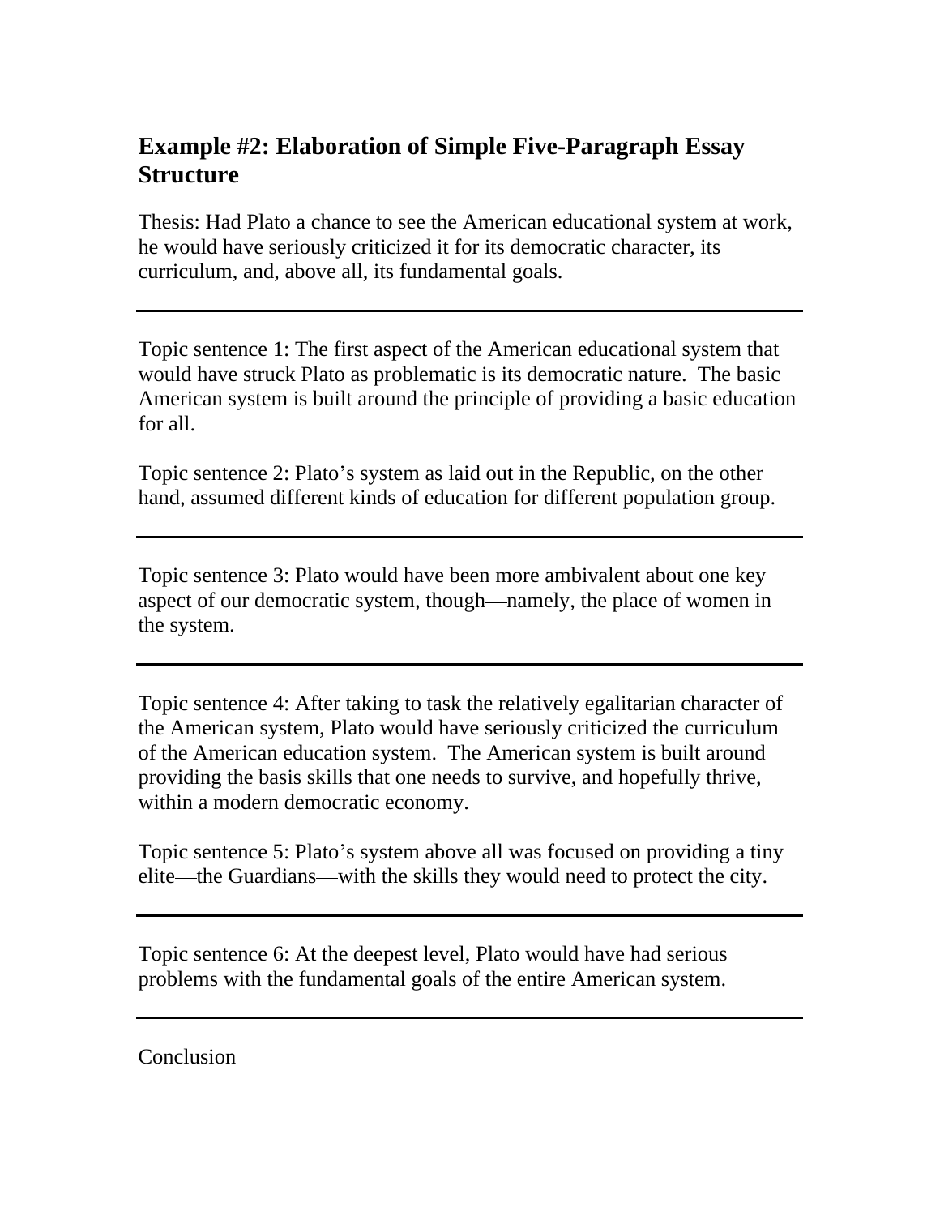## Example #2: Elaboration of Simple Five-Paragraph Essay Structure

Thesis: Had Plato a chance to see the American educational system at work, he would have seriously criticized it for its democratic character, its curriculum, and, above all, its fundamental goals.

---

Topic sentence 1: The first aspect of the American educational system that would have struck Plato as problematic is its democratic nature. The basic American system is built around the principle of providing a basic education for all.

Topic sentence 2: Plato's system as laid out in the Republic, on the other hand, assumed different kinds of education for different population group.

---

Topic sentence 3: Plato would have been more ambivalent about one key aspect of our democratic system, though—namely, the place of women in the system.

---

Topic sentence 4: After taking to task the relatively egalitarian character of the American system, Plato would have seriously criticized the curriculum of the American education system. The American system is built around providing the basis skills that one needs to survive, and hopefully thrive, within a modern democratic economy.

Topic sentence 5: Plato's system above all was focused on providing a tiny elite—the Guardians—with the skills they would need to protect the city.

---

Topic sentence 6: At the deepest level, Plato would have had serious problems with the fundamental goals of the entire American system.

---

Conclusion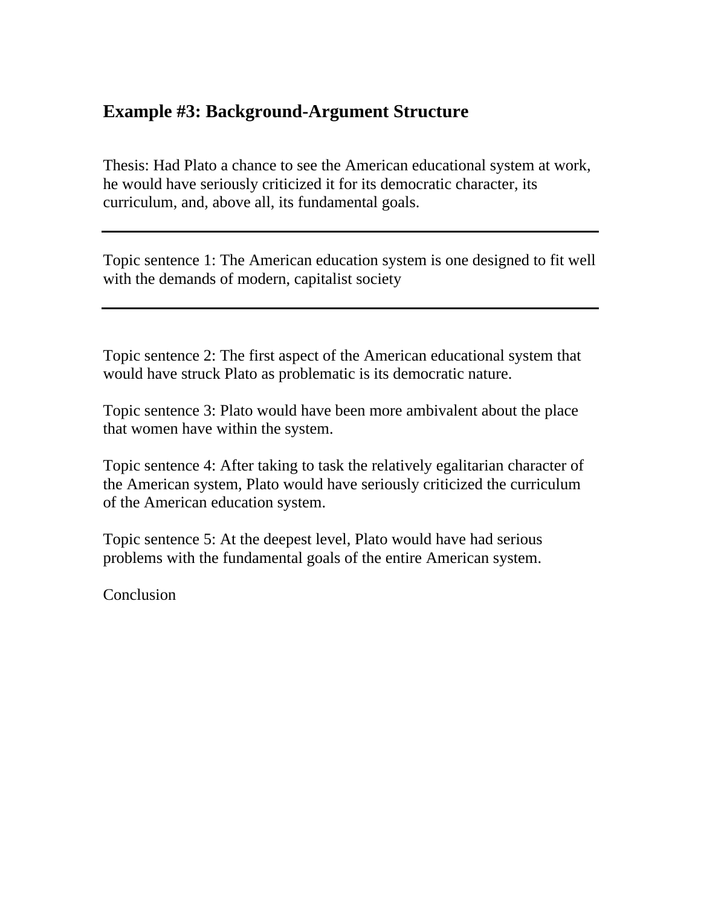## Example #3: Background-Argument Structure

Thesis: Had Plato a chance to see the American educational system at work, he would have seriously criticized it for its democratic character, its curriculum, and, above all, its fundamental goals.

---

Topic sentence 1: The American education system is one designed to fit well with the demands of modern, capitalist society

---

Topic sentence 2: The first aspect of the American educational system that would have struck Plato as problematic is its democratic nature.

Topic sentence 3: Plato would have been more ambivalent about the place that women have within the system.

Topic sentence 4: After taking to task the relatively egalitarian character of the American system, Plato would have seriously criticized the curriculum of the American education system.

Topic sentence 5: At the deepest level, Plato would have had serious problems with the fundamental goals of the entire American system.

Conclusion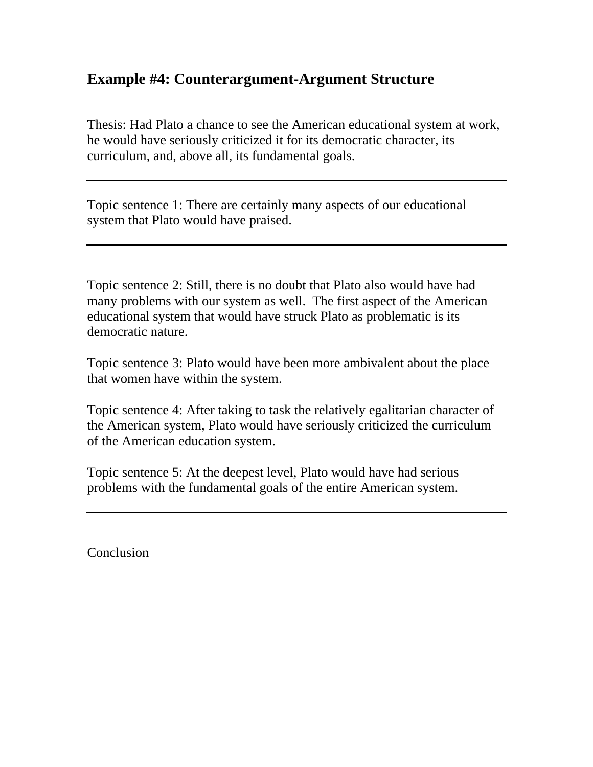## Example #4: Counterargument-Argument Structure

Thesis: Had Plato a chance to see the American educational system at work, he would have seriously criticized it for its democratic character, its curriculum, and, above all, its fundamental goals.

---

Topic sentence 1: There are certainly many aspects of our educational system that Plato would have praised.

---

Topic sentence 2: Still, there is no doubt that Plato also would have had many problems with our system as well.  The first aspect of the American educational system that would have struck Plato as problematic is its democratic nature.

Topic sentence 3: Plato would have been more ambivalent about the place that women have within the system.

Topic sentence 4: After taking to task the relatively egalitarian character of the American system, Plato would have seriously criticized the curriculum of the American education system.

Topic sentence 5: At the deepest level, Plato would have had serious problems with the fundamental goals of the entire American system.

---

Conclusion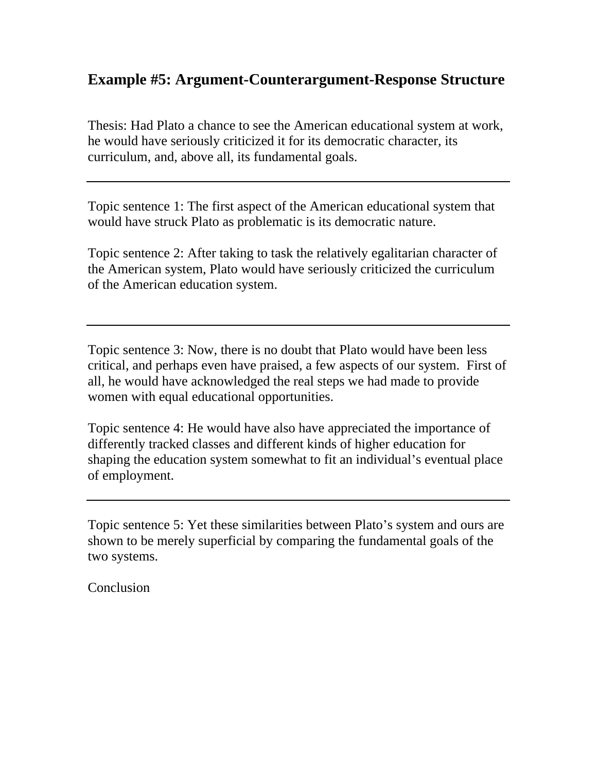## Example #5: Argument-Counterargument-Response Structure

Thesis: Had Plato a chance to see the American educational system at work, he would have seriously criticized it for its democratic character, its curriculum, and, above all, its fundamental goals.

---

Topic sentence 1: The first aspect of the American educational system that would have struck Plato as problematic is its democratic nature.

Topic sentence 2: After taking to task the relatively egalitarian character of the American system, Plato would have seriously criticized the curriculum of the American education system.

---

Topic sentence 3: Now, there is no doubt that Plato would have been less critical, and perhaps even have praised, a few aspects of our system. First of all, he would have acknowledged the real steps we had made to provide women with equal educational opportunities.

Topic sentence 4: He would have also have appreciated the importance of differently tracked classes and different kinds of higher education for shaping the education system somewhat to fit an individual's eventual place of employment.

---

Topic sentence 5: Yet these similarities between Plato's system and ours are shown to be merely superficial by comparing the fundamental goals of the two systems.

Conclusion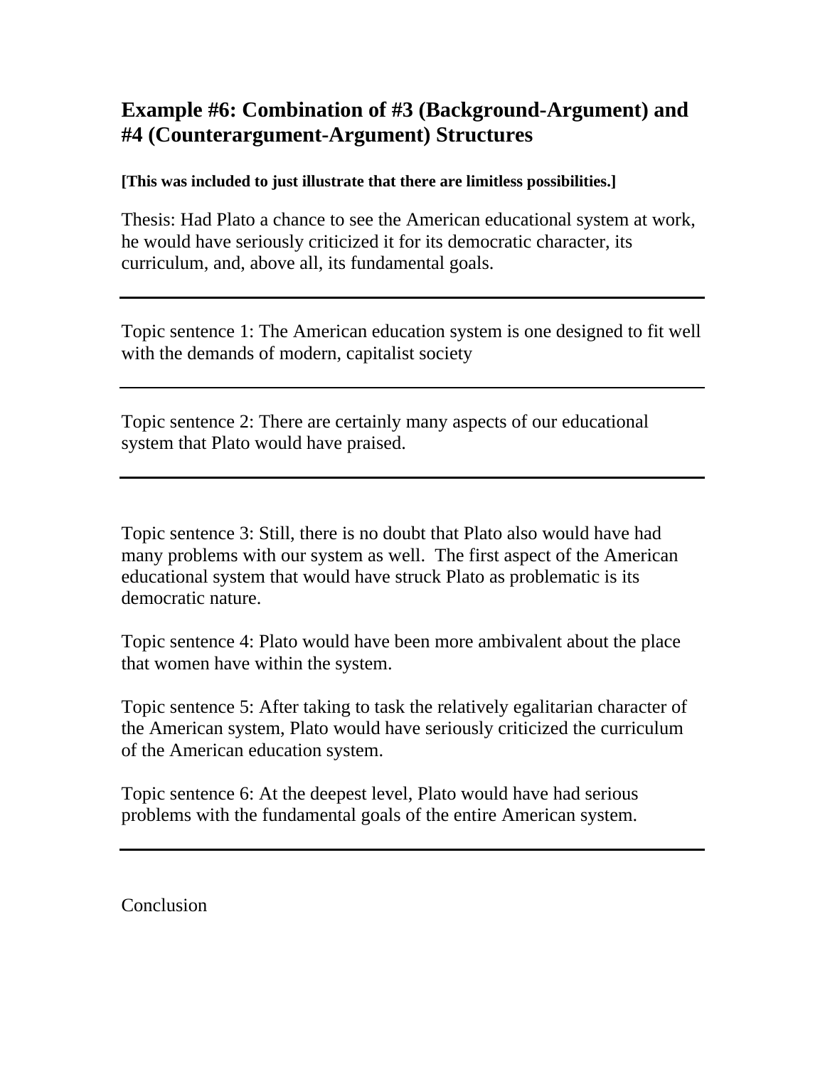## Example #6: Combination of #3 (Background-Argument) and #4 (Counterargument-Argument) Structures

**[This was included to just illustrate that there are limitless possibilities.]**

Thesis: Had Plato a chance to see the American educational system at work, he would have seriously criticized it for its democratic character, its curriculum, and, above all, its fundamental goals.

---

Topic sentence 1: The American education system is one designed to fit well with the demands of modern, capitalist society

---

Topic sentence 2: There are certainly many aspects of our educational system that Plato would have praised.

---

Topic sentence 3: Still, there is no doubt that Plato also would have had many problems with our system as well. The first aspect of the American educational system that would have struck Plato as problematic is its democratic nature.

Topic sentence 4: Plato would have been more ambivalent about the place that women have within the system.

Topic sentence 5: After taking to task the relatively egalitarian character of the American system, Plato would have seriously criticized the curriculum of the American education system.

Topic sentence 6: At the deepest level, Plato would have had serious problems with the fundamental goals of the entire American system.

---

Conclusion